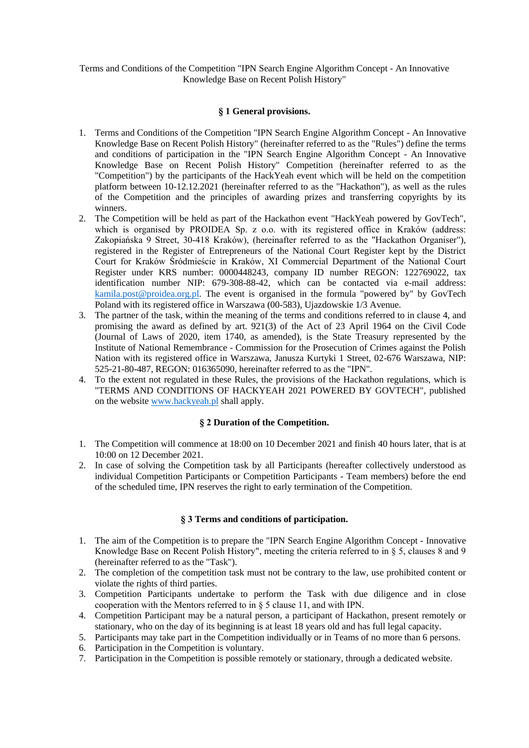Terms and Conditions of the Competition "IPN Search Engine Algorithm Concept - An Innovative Knowledge Base on Recent Polish History"

## § 1 General provisions.

1. Terms and Conditions of the Competition "IPN Search Engine Algorithm Concept - An Innovative Knowledge Base on Recent Polish History" (hereinafter referred to as the "Rules") define the terms and conditions of participation in the "IPN Search Engine Algorithm Concept - An Innovative Knowledge Base on Recent Polish History" Competition (hereinafter referred to as the "Competition") by the participants of the HackYeah event which will be held on the competition platform between 10-12.12.2021 (hereinafter referred to as the "Hackathon"), as well as the rules of the Competition and the principles of awarding prizes and transferring copyrights by its winners.
2. The Competition will be held as part of the Hackathon event "HackYeah powered by GovTech", which is organised by PROIDEA Sp. z o.o. with its registered office in Kraków (address: Zakopiańska 9 Street, 30-418 Kraków), (hereinafter referred to as the "Hackathon Organiser"), registered in the Register of Entrepreneurs of the National Court Register kept by the District Court for Kraków Śródmieście in Kraków, XI Commercial Department of the National Court Register under KRS number: 0000448243, company ID number REGON: 122769022, tax identification number NIP: 679-308-88-42, which can be contacted via e-mail address: kamila.post@proidea.org.pl. The event is organised in the formula "powered by" by GovTech Poland with its registered office in Warszawa (00-583), Ujazdowskie 1/3 Avenue.
3. The partner of the task, within the meaning of the terms and conditions referred to in clause 4, and promising the award as defined by art. 921(3) of the Act of 23 April 1964 on the Civil Code (Journal of Laws of 2020, item 1740, as amended), is the State Treasury represented by the Institute of National Remembrance - Commission for the Prosecution of Crimes against the Polish Nation with its registered office in Warszawa, Janusza Kurtyki 1 Street, 02-676 Warszawa, NIP: 525-21-80-487, REGON: 016365090, hereinafter referred to as the "IPN".
4. To the extent not regulated in these Rules, the provisions of the Hackathon regulations, which is "TERMS AND CONDITIONS OF HACKYEAH 2021 POWERED BY GOVTECH", published on the website www.hackyeah.pl shall apply.

## § 2 Duration of the Competition.

1. The Competition will commence at 18:00 on 10 December 2021 and finish 40 hours later, that is at 10:00 on 12 December 2021.
2. In case of solving the Competition task by all Participants (hereafter collectively understood as individual Competition Participants or Competition Participants - Team members) before the end of the scheduled time, IPN reserves the right to early termination of the Competition.

## § 3 Terms and conditions of participation.

1. The aim of the Competition is to prepare the "IPN Search Engine Algorithm Concept - Innovative Knowledge Base on Recent Polish History", meeting the criteria referred to in § 5, clauses 8 and 9 (hereinafter referred to as the "Task").
2. The completion of the competition task must not be contrary to the law, use prohibited content or violate the rights of third parties.
3. Competition Participants undertake to perform the Task with due diligence and in close cooperation with the Mentors referred to in § 5 clause 11, and with IPN.
4. Competition Participant may be a natural person, a participant of Hackathon, present remotely or stationary, who on the day of its beginning is at least 18 years old and has full legal capacity.
5. Participants may take part in the Competition individually or in Teams of no more than 6 persons.
6. Participation in the Competition is voluntary.
7. Participation in the Competition is possible remotely or stationary, through a dedicated website.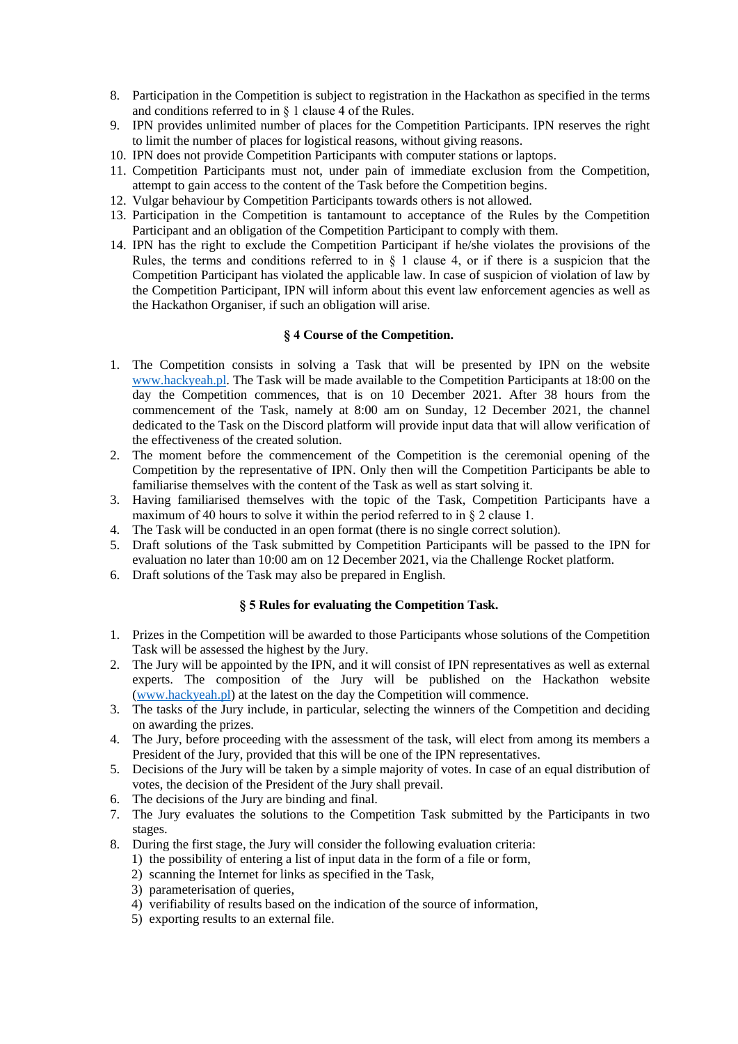8. Participation in the Competition is subject to registration in the Hackathon as specified in the terms and conditions referred to in § 1 clause 4 of the Rules.
9. IPN provides unlimited number of places for the Competition Participants. IPN reserves the right to limit the number of places for logistical reasons, without giving reasons.
10. IPN does not provide Competition Participants with computer stations or laptops.
11. Competition Participants must not, under pain of immediate exclusion from the Competition, attempt to gain access to the content of the Task before the Competition begins.
12. Vulgar behaviour by Competition Participants towards others is not allowed.
13. Participation in the Competition is tantamount to acceptance of the Rules by the Competition Participant and an obligation of the Competition Participant to comply with them.
14. IPN has the right to exclude the Competition Participant if he/she violates the provisions of the Rules, the terms and conditions referred to in § 1 clause 4, or if there is a suspicion that the Competition Participant has violated the applicable law. In case of suspicion of violation of law by the Competition Participant, IPN will inform about this event law enforcement agencies as well as the Hackathon Organiser, if such an obligation will arise.

### § 4 Course of the Competition.

1. The Competition consists in solving a Task that will be presented by IPN on the website www.hackyeah.pl. The Task will be made available to the Competition Participants at 18:00 on the day the Competition commences, that is on 10 December 2021. After 38 hours from the commencement of the Task, namely at 8:00 am on Sunday, 12 December 2021, the channel dedicated to the Task on the Discord platform will provide input data that will allow verification of the effectiveness of the created solution.
2. The moment before the commencement of the Competition is the ceremonial opening of the Competition by the representative of IPN. Only then will the Competition Participants be able to familiarise themselves with the content of the Task as well as start solving it.
3. Having familiarised themselves with the topic of the Task, Competition Participants have a maximum of 40 hours to solve it within the period referred to in § 2 clause 1.
4. The Task will be conducted in an open format (there is no single correct solution).
5. Draft solutions of the Task submitted by Competition Participants will be passed to the IPN for evaluation no later than 10:00 am on 12 December 2021, via the Challenge Rocket platform.
6. Draft solutions of the Task may also be prepared in English.

### § 5 Rules for evaluating the Competition Task.

1. Prizes in the Competition will be awarded to those Participants whose solutions of the Competition Task will be assessed the highest by the Jury.
2. The Jury will be appointed by the IPN, and it will consist of IPN representatives as well as external experts. The composition of the Jury will be published on the Hackathon website (www.hackyeah.pl) at the latest on the day the Competition will commence.
3. The tasks of the Jury include, in particular, selecting the winners of the Competition and deciding on awarding the prizes.
4. The Jury, before proceeding with the assessment of the task, will elect from among its members a President of the Jury, provided that this will be one of the IPN representatives.
5. Decisions of the Jury will be taken by a simple majority of votes. In case of an equal distribution of votes, the decision of the President of the Jury shall prevail.
6. The decisions of the Jury are binding and final.
7. The Jury evaluates the solutions to the Competition Task submitted by the Participants in two stages.
8. During the first stage, the Jury will consider the following evaluation criteria:
   1) the possibility of entering a list of input data in the form of a file or form,
   2) scanning the Internet for links as specified in the Task,
   3) parameterisation of queries,
   4) verifiability of results based on the indication of the source of information,
   5) exporting results to an external file.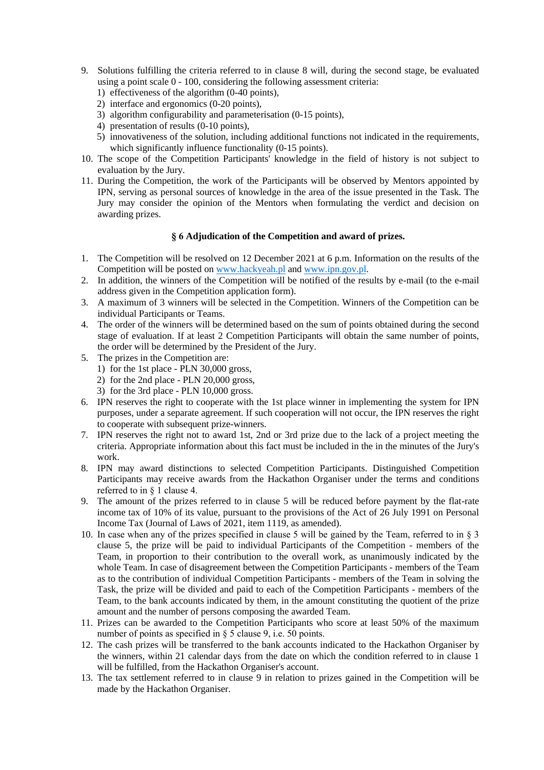9. Solutions fulfilling the criteria referred to in clause 8 will, during the second stage, be evaluated using a point scale 0 - 100, considering the following assessment criteria:
   1) effectiveness of the algorithm (0-40 points),
   2) interface and ergonomics (0-20 points),
   3) algorithm configurability and parameterisation (0-15 points),
   4) presentation of results (0-10 points),
   5) innovativeness of the solution, including additional functions not indicated in the requirements, which significantly influence functionality (0-15 points).
10. The scope of the Competition Participants' knowledge in the field of history is not subject to evaluation by the Jury.
11. During the Competition, the work of the Participants will be observed by Mentors appointed by IPN, serving as personal sources of knowledge in the area of the issue presented in the Task. The Jury may consider the opinion of the Mentors when formulating the verdict and decision on awarding prizes.

### § 6 Adjudication of the Competition and award of prizes.

1. The Competition will be resolved on 12 December 2021 at 6 p.m. Information on the results of the Competition will be posted on www.hackyeah.pl and www.ipn.gov.pl.
2. In addition, the winners of the Competition will be notified of the results by e-mail (to the e-mail address given in the Competition application form).
3. A maximum of 3 winners will be selected in the Competition. Winners of the Competition can be individual Participants or Teams.
4. The order of the winners will be determined based on the sum of points obtained during the second stage of evaluation. If at least 2 Competition Participants will obtain the same number of points, the order will be determined by the President of the Jury.
5. The prizes in the Competition are:
   1) for the 1st place - PLN 30,000 gross,
   2) for the 2nd place - PLN 20,000 gross,
   3) for the 3rd place - PLN 10,000 gross.
6. IPN reserves the right to cooperate with the 1st place winner in implementing the system for IPN purposes, under a separate agreement. If such cooperation will not occur, the IPN reserves the right to cooperate with subsequent prize-winners.
7. IPN reserves the right not to award 1st, 2nd or 3rd prize due to the lack of a project meeting the criteria. Appropriate information about this fact must be included in the in the minutes of the Jury's work.
8. IPN may award distinctions to selected Competition Participants. Distinguished Competition Participants may receive awards from the Hackathon Organiser under the terms and conditions referred to in § 1 clause 4.
9. The amount of the prizes referred to in clause 5 will be reduced before payment by the flat-rate income tax of 10% of its value, pursuant to the provisions of the Act of 26 July 1991 on Personal Income Tax (Journal of Laws of 2021, item 1119, as amended).
10. In case when any of the prizes specified in clause 5 will be gained by the Team, referred to in § 3 clause 5, the prize will be paid to individual Participants of the Competition - members of the Team, in proportion to their contribution to the overall work, as unanimously indicated by the whole Team. In case of disagreement between the Competition Participants - members of the Team as to the contribution of individual Competition Participants - members of the Team in solving the Task, the prize will be divided and paid to each of the Competition Participants - members of the Team, to the bank accounts indicated by them, in the amount constituting the quotient of the prize amount and the number of persons composing the awarded Team.
11. Prizes can be awarded to the Competition Participants who score at least 50% of the maximum number of points as specified in § 5 clause 9, i.e. 50 points.
12. The cash prizes will be transferred to the bank accounts indicated to the Hackathon Organiser by the winners, within 21 calendar days from the date on which the condition referred to in clause 1 will be fulfilled, from the Hackathon Organiser's account.
13. The tax settlement referred to in clause 9 in relation to prizes gained in the Competition will be made by the Hackathon Organiser.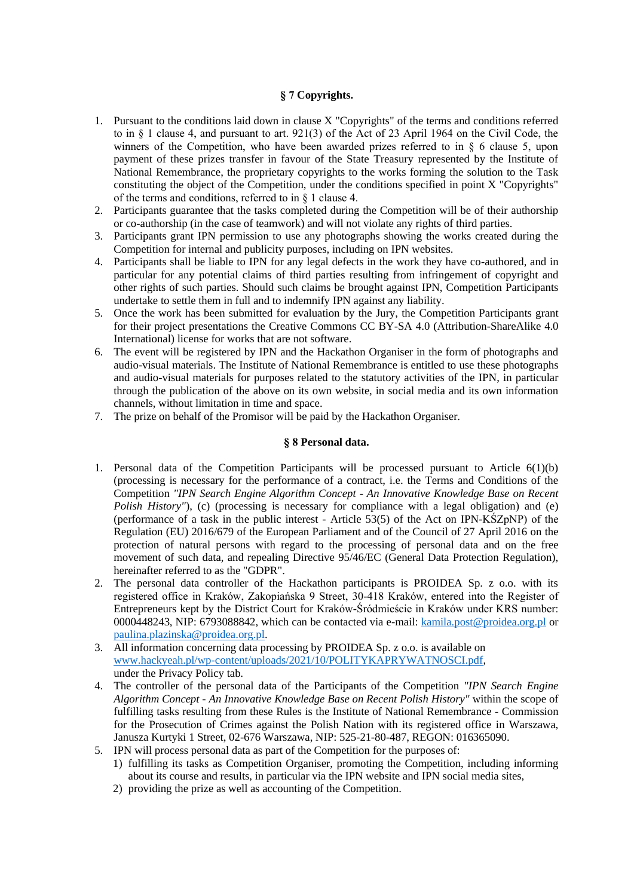### § 7 Copyrights.

1. Pursuant to the conditions laid down in clause X "Copyrights" of the terms and conditions referred to in § 1 clause 4, and pursuant to art. 921(3) of the Act of 23 April 1964 on the Civil Code, the winners of the Competition, who have been awarded prizes referred to in § 6 clause 5, upon payment of these prizes transfer in favour of the State Treasury represented by the Institute of National Remembrance, the proprietary copyrights to the works forming the solution to the Task constituting the object of the Competition, under the conditions specified in point X "Copyrights" of the terms and conditions, referred to in § 1 clause 4.
2. Participants guarantee that the tasks completed during the Competition will be of their authorship or co-authorship (in the case of teamwork) and will not violate any rights of third parties.
3. Participants grant IPN permission to use any photographs showing the works created during the Competition for internal and publicity purposes, including on IPN websites.
4. Participants shall be liable to IPN for any legal defects in the work they have co-authored, and in particular for any potential claims of third parties resulting from infringement of copyright and other rights of such parties. Should such claims be brought against IPN, Competition Participants undertake to settle them in full and to indemnify IPN against any liability.
5. Once the work has been submitted for evaluation by the Jury, the Competition Participants grant for their project presentations the Creative Commons CC BY-SA 4.0 (Attribution-ShareAlike 4.0 International) license for works that are not software.
6. The event will be registered by IPN and the Hackathon Organiser in the form of photographs and audio-visual materials. The Institute of National Remembrance is entitled to use these photographs and audio-visual materials for purposes related to the statutory activities of the IPN, in particular through the publication of the above on its own website, in social media and its own information channels, without limitation in time and space.
7. The prize on behalf of the Promisor will be paid by the Hackathon Organiser.

### § 8 Personal data.

1. Personal data of the Competition Participants will be processed pursuant to Article 6(1)(b) (processing is necessary for the performance of a contract, i.e. the Terms and Conditions of the Competition *"IPN Search Engine Algorithm Concept - An Innovative Knowledge Base on Recent Polish History"*), (c) (processing is necessary for compliance with a legal obligation) and (e) (performance of a task in the public interest - Article 53(5) of the Act on IPN-KŚZpNP) of the Regulation (EU) 2016/679 of the European Parliament and of the Council of 27 April 2016 on the protection of natural persons with regard to the processing of personal data and on the free movement of such data, and repealing Directive 95/46/EC (General Data Protection Regulation), hereinafter referred to as the "GDPR".
2. The personal data controller of the Hackathon participants is PROIDEA Sp. z o.o. with its registered office in Kraków, Zakopiańska 9 Street, 30-418 Kraków, entered into the Register of Entrepreneurs kept by the District Court for Kraków-Śródmieście in Kraków under KRS number: 0000448243, NIP: 6793088842, which can be contacted via e-mail: kamila.post@proidea.org.pl or paulina.plazinska@proidea.org.pl.
3. All information concerning data processing by PROIDEA Sp. z o.o. is available on www.hackyeah.pl/wp-content/uploads/2021/10/POLITYKAPRYWATNOSCI.pdf, under the Privacy Policy tab.
4. The controller of the personal data of the Participants of the Competition *"IPN Search Engine Algorithm Concept - An Innovative Knowledge Base on Recent Polish History"* within the scope of fulfilling tasks resulting from these Rules is the Institute of National Remembrance - Commission for the Prosecution of Crimes against the Polish Nation with its registered office in Warszawa, Janusza Kurtyki 1 Street, 02-676 Warszawa, NIP: 525-21-80-487, REGON: 016365090.
5. IPN will process personal data as part of the Competition for the purposes of:
   1) fulfilling its tasks as Competition Organiser, promoting the Competition, including informing about its course and results, in particular via the IPN website and IPN social media sites,
   2) providing the prize as well as accounting of the Competition.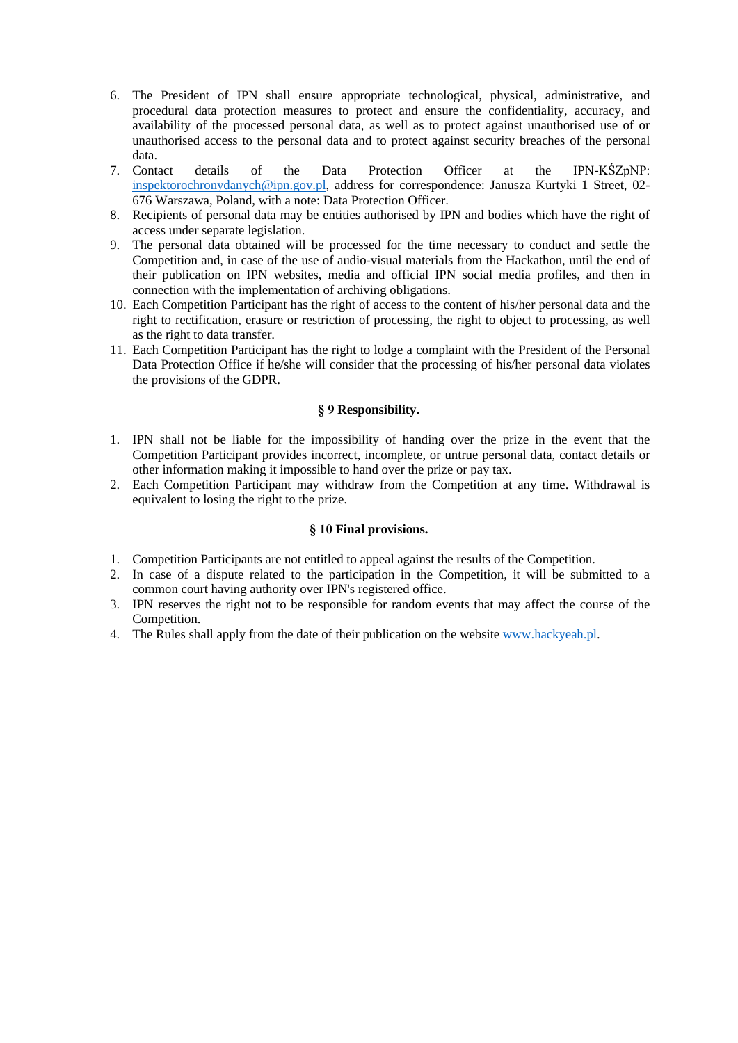6. The President of IPN shall ensure appropriate technological, physical, administrative, and procedural data protection measures to protect and ensure the confidentiality, accuracy, and availability of the processed personal data, as well as to protect against unauthorised use of or unauthorised access to the personal data and to protect against security breaches of the personal data.
7. Contact details of the Data Protection Officer at the IPN-KŚZpNP: inspektorochronydanych@ipn.gov.pl, address for correspondence: Janusza Kurtyki 1 Street, 02-676 Warszawa, Poland, with a note: Data Protection Officer.
8. Recipients of personal data may be entities authorised by IPN and bodies which have the right of access under separate legislation.
9. The personal data obtained will be processed for the time necessary to conduct and settle the Competition and, in case of the use of audio-visual materials from the Hackathon, until the end of their publication on IPN websites, media and official IPN social media profiles, and then in connection with the implementation of archiving obligations.
10. Each Competition Participant has the right of access to the content of his/her personal data and the right to rectification, erasure or restriction of processing, the right to object to processing, as well as the right to data transfer.
11. Each Competition Participant has the right to lodge a complaint with the President of the Personal Data Protection Office if he/she will consider that the processing of his/her personal data violates the provisions of the GDPR.

### § 9 Responsibility.

1. IPN shall not be liable for the impossibility of handing over the prize in the event that the Competition Participant provides incorrect, incomplete, or untrue personal data, contact details or other information making it impossible to hand over the prize or pay tax.
2. Each Competition Participant may withdraw from the Competition at any time. Withdrawal is equivalent to losing the right to the prize.

### § 10 Final provisions.

1. Competition Participants are not entitled to appeal against the results of the Competition.
2. In case of a dispute related to the participation in the Competition, it will be submitted to a common court having authority over IPN's registered office.
3. IPN reserves the right not to be responsible for random events that may affect the course of the Competition.
4. The Rules shall apply from the date of their publication on the website www.hackyeah.pl.